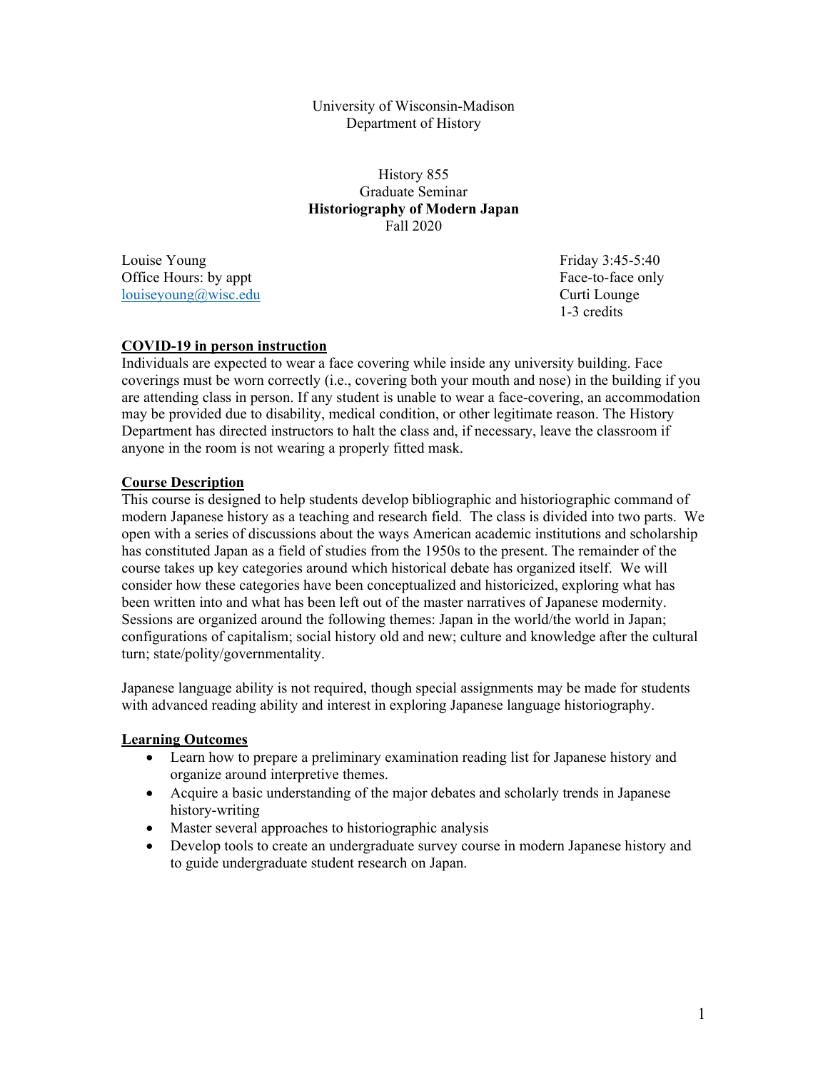University of Wisconsin-Madison
Department of History

History 855
Graduate Seminar
**Historiography of Modern Japan**
Fall 2020

Louise Young
Office Hours: by appt
louiseyoung@wisc.edu

Friday 3:45-5:40
Face-to-face only
Curti Lounge
1-3 credits

## COVID-19 in person instruction

Individuals are expected to wear a face covering while inside any university building. Face coverings must be worn correctly (i.e., covering both your mouth and nose) in the building if you are attending class in person. If any student is unable to wear a face-covering, an accommodation may be provided due to disability, medical condition, or other legitimate reason. The History Department has directed instructors to halt the class and, if necessary, leave the classroom if anyone in the room is not wearing a properly fitted mask.

## Course Description

This course is designed to help students develop bibliographic and historiographic command of modern Japanese history as a teaching and research field. The class is divided into two parts. We open with a series of discussions about the ways American academic institutions and scholarship has constituted Japan as a field of studies from the 1950s to the present. The remainder of the course takes up key categories around which historical debate has organized itself. We will consider how these categories have been conceptualized and historicized, exploring what has been written into and what has been left out of the master narratives of Japanese modernity. Sessions are organized around the following themes: Japan in the world/the world in Japan; configurations of capitalism; social history old and new; culture and knowledge after the cultural turn; state/polity/governmentality.

Japanese language ability is not required, though special assignments may be made for students with advanced reading ability and interest in exploring Japanese language historiography.

## Learning Outcomes

- Learn how to prepare a preliminary examination reading list for Japanese history and organize around interpretive themes.
- Acquire a basic understanding of the major debates and scholarly trends in Japanese history-writing
- Master several approaches to historiographic analysis
- Develop tools to create an undergraduate survey course in modern Japanese history and to guide undergraduate student research on Japan.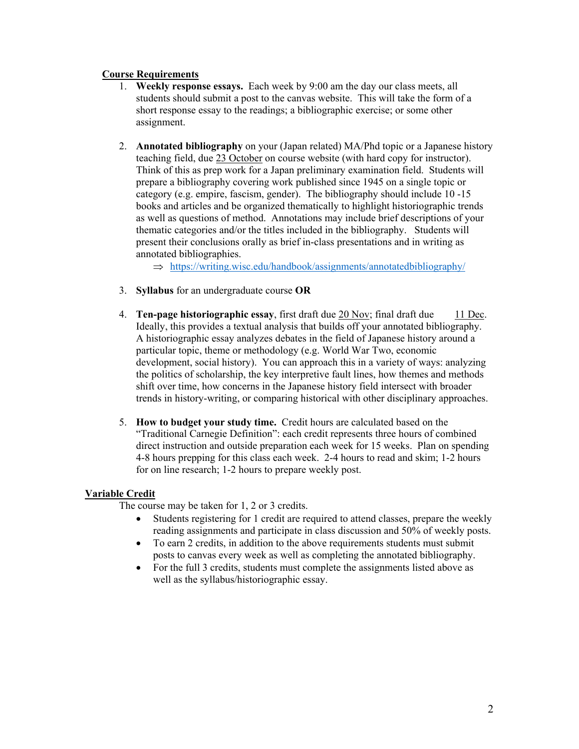**Course Requirements**

1. **Weekly response essays.** Each week by 9:00 am the day our class meets, all students should submit a post to the canvas website. This will take the form of a short response essay to the readings; a bibliographic exercise; or some other assignment.

2. **Annotated bibliography** on your (Japan related) MA/Phd topic or a Japanese history teaching field, due 23 October on course website (with hard copy for instructor). Think of this as prep work for a Japan preliminary examination field. Students will prepare a bibliography covering work published since 1945 on a single topic or category (e.g. empire, fascism, gender). The bibliography should include 10 -15 books and articles and be organized thematically to highlight historiographic trends as well as questions of method. Annotations may include brief descriptions of your thematic categories and/or the titles included in the bibliography. Students will present their conclusions orally as brief in-class presentations and in writing as annotated bibliographies.
   - ⇒ https://writing.wisc.edu/handbook/assignments/annotatedbibliography/

3. **Syllabus** for an undergraduate course **OR**

4. **Ten-page historiographic essay**, first draft due 20 Nov; final draft due 11 Dec. Ideally, this provides a textual analysis that builds off your annotated bibliography. A historiographic essay analyzes debates in the field of Japanese history around a particular topic, theme or methodology (e.g. World War Two, economic development, social history). You can approach this in a variety of ways: analyzing the politics of scholarship, the key interpretive fault lines, how themes and methods shift over time, how concerns in the Japanese history field intersect with broader trends in history-writing, or comparing historical with other disciplinary approaches.

5. **How to budget your study time.** Credit hours are calculated based on the "Traditional Carnegie Definition": each credit represents three hours of combined direct instruction and outside preparation each week for 15 weeks. Plan on spending 4-8 hours prepping for this class each week. 2-4 hours to read and skim; 1-2 hours for on line research; 1-2 hours to prepare weekly post.

**Variable Credit**

The course may be taken for 1, 2 or 3 credits.

- Students registering for 1 credit are required to attend classes, prepare the weekly reading assignments and participate in class discussion and 50% of weekly posts.
- To earn 2 credits, in addition to the above requirements students must submit posts to canvas every week as well as completing the annotated bibliography.
- For the full 3 credits, students must complete the assignments listed above as well as the syllabus/historiographic essay.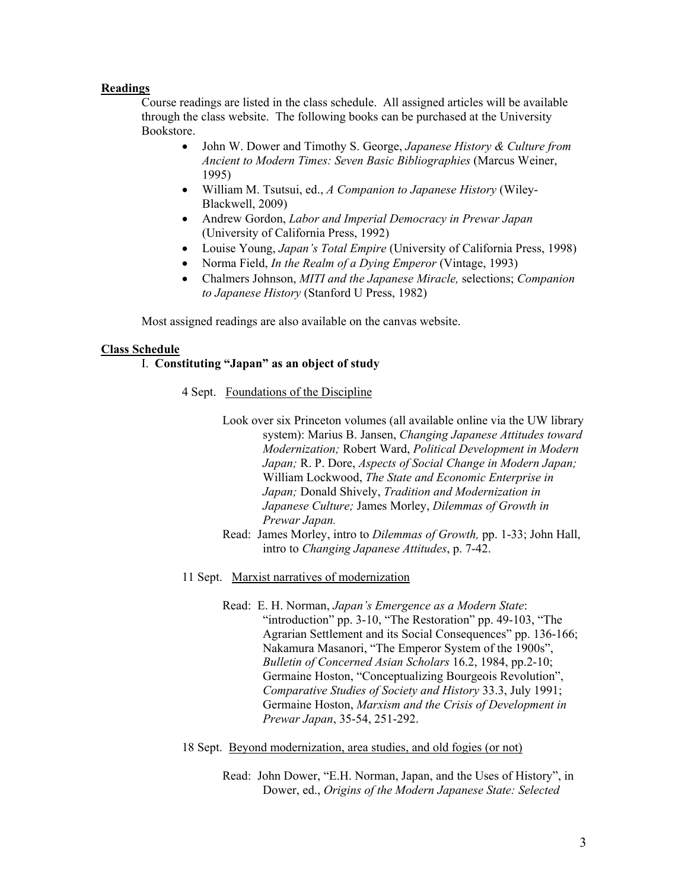**Readings**

Course readings are listed in the class schedule. All assigned articles will be available through the class website. The following books can be purchased at the University Bookstore.

- John W. Dower and Timothy S. George, *Japanese History & Culture from Ancient to Modern Times: Seven Basic Bibliographies* (Marcus Weiner, 1995)
- William M. Tsutsui, ed., *A Companion to Japanese History* (Wiley-Blackwell, 2009)
- Andrew Gordon, *Labor and Imperial Democracy in Prewar Japan* (University of California Press, 1992)
- Louise Young, *Japan's Total Empire* (University of California Press, 1998)
- Norma Field, *In the Realm of a Dying Emperor* (Vintage, 1993)
- Chalmers Johnson, *MITI and the Japanese Miracle,* selections; *Companion to Japanese History* (Stanford U Press, 1982)

Most assigned readings are also available on the canvas website.

**Class Schedule**

I. **Constituting "Japan" as an object of study**

4 Sept. Foundations of the Discipline

Look over six Princeton volumes (all available online via the UW library system): Marius B. Jansen, *Changing Japanese Attitudes toward Modernization;* Robert Ward, *Political Development in Modern Japan;* R. P. Dore, *Aspects of Social Change in Modern Japan;* William Lockwood, *The State and Economic Enterprise in Japan;* Donald Shively, *Tradition and Modernization in Japanese Culture;* James Morley, *Dilemmas of Growth in Prewar Japan.*

Read: James Morley, intro to *Dilemmas of Growth,* pp. 1-33; John Hall, intro to *Changing Japanese Attitudes*, p. 7-42.

11 Sept. Marxist narratives of modernization

Read: E. H. Norman, *Japan's Emergence as a Modern State*: "introduction" pp. 3-10, "The Restoration" pp. 49-103, "The Agrarian Settlement and its Social Consequences" pp. 136-166; Nakamura Masanori, "The Emperor System of the 1900s", *Bulletin of Concerned Asian Scholars* 16.2, 1984, pp.2-10; Germaine Hoston, "Conceptualizing Bourgeois Revolution", *Comparative Studies of Society and History* 33.3, July 1991; Germaine Hoston, *Marxism and the Crisis of Development in Prewar Japan*, 35-54, 251-292.

18 Sept. Beyond modernization, area studies, and old fogies (or not)

Read: John Dower, "E.H. Norman, Japan, and the Uses of History", in Dower, ed., *Origins of the Modern Japanese State: Selected*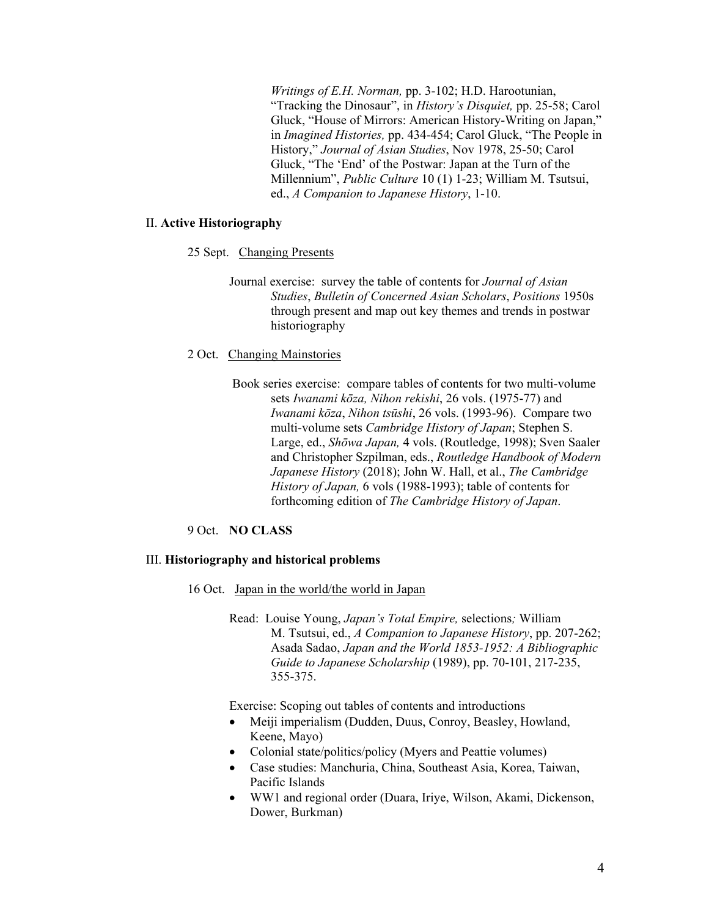*Writings of E.H. Norman,* pp. 3-102; H.D. Harootunian, "Tracking the Dinosaur", in *History's Disquiet,* pp. 25-58; Carol Gluck, "House of Mirrors: American History-Writing on Japan," in *Imagined Histories,* pp. 434-454; Carol Gluck, "The People in History," *Journal of Asian Studies*, Nov 1978, 25-50; Carol Gluck, "The 'End' of the Postwar: Japan at the Turn of the Millennium", *Public Culture* 10 (1) 1-23; William M. Tsutsui, ed., *A Companion to Japanese History*, 1-10.

## II. **Active Historiography**

25 Sept. <u>Changing Presents</u>

Journal exercise: survey the table of contents for *Journal of Asian Studies*, *Bulletin of Concerned Asian Scholars*, *Positions* 1950s through present and map out key themes and trends in postwar historiography

2 Oct. <u>Changing Mainstories</u>

Book series exercise: compare tables of contents for two multi-volume sets *Iwanami kōza, Nihon rekishi*, 26 vols. (1975-77) and *Iwanami kōza*, *Nihon tsūshi*, 26 vols. (1993-96). Compare two multi-volume sets *Cambridge History of Japan*; Stephen S. Large, ed., *Shōwa Japan,* 4 vols. (Routledge, 1998); Sven Saaler and Christopher Szpilman, eds., *Routledge Handbook of Modern Japanese History* (2018); John W. Hall, et al., *The Cambridge History of Japan,* 6 vols (1988-1993); table of contents for forthcoming edition of *The Cambridge History of Japan*.

9 Oct. **NO CLASS**

## III. **Historiography and historical problems**

16 Oct. <u>Japan in the world/the world in Japan</u>

Read: Louise Young, *Japan's Total Empire,* selections*;* William M. Tsutsui, ed., *A Companion to Japanese History*, pp. 207-262; Asada Sadao, *Japan and the World 1853-1952: A Bibliographic Guide to Japanese Scholarship* (1989), pp. 70-101, 217-235, 355-375.

Exercise: Scoping out tables of contents and introductions

- Meiji imperialism (Dudden, Duus, Conroy, Beasley, Howland, Keene, Mayo)
- Colonial state/politics/policy (Myers and Peattie volumes)
- Case studies: Manchuria, China, Southeast Asia, Korea, Taiwan, Pacific Islands
- WW1 and regional order (Duara, Iriye, Wilson, Akami, Dickenson, Dower, Burkman)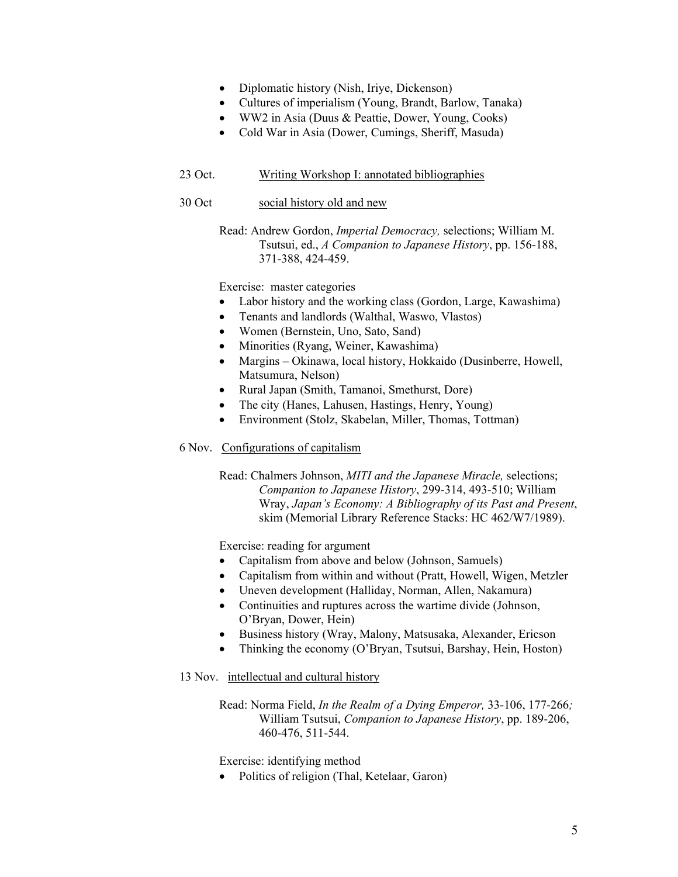- Diplomatic history (Nish, Iriye, Dickenson)
- Cultures of imperialism (Young, Brandt, Barlow, Tanaka)
- WW2 in Asia (Duus & Peattie, Dower, Young, Cooks)
- Cold War in Asia (Dower, Cumings, Sheriff, Masuda)

23 Oct. Writing Workshop I: annotated bibliographies

30 Oct social history old and new

Read: Andrew Gordon, *Imperial Democracy,* selections; William M. Tsutsui, ed., *A Companion to Japanese History*, pp. 156-188, 371-388, 424-459.

Exercise: master categories

- Labor history and the working class (Gordon, Large, Kawashima)
- Tenants and landlords (Walthal, Waswo, Vlastos)
- Women (Bernstein, Uno, Sato, Sand)
- Minorities (Ryang, Weiner, Kawashima)
- Margins – Okinawa, local history, Hokkaido (Dusinberre, Howell, Matsumura, Nelson)
- Rural Japan (Smith, Tamanoi, Smethurst, Dore)
- The city (Hanes, Lahusen, Hastings, Henry, Young)
- Environment (Stolz, Skabelan, Miller, Thomas, Tottman)

6 Nov. Configurations of capitalism

Read: Chalmers Johnson, *MITI and the Japanese Miracle,* selections; *Companion to Japanese History*, 299-314, 493-510; William Wray, *Japan's Economy: A Bibliography of its Past and Present*, skim (Memorial Library Reference Stacks: HC 462/W7/1989).

Exercise: reading for argument

- Capitalism from above and below (Johnson, Samuels)
- Capitalism from within and without (Pratt, Howell, Wigen, Metzler
- Uneven development (Halliday, Norman, Allen, Nakamura)
- Continuities and ruptures across the wartime divide (Johnson, O'Bryan, Dower, Hein)
- Business history (Wray, Malony, Matsusaka, Alexander, Ericson
- Thinking the economy (O'Bryan, Tsutsui, Barshay, Hein, Hoston)

13 Nov. intellectual and cultural history

Read: Norma Field, *In the Realm of a Dying Emperor,* 33-106, 177-266*;* William Tsutsui, *Companion to Japanese History*, pp. 189-206, 460-476, 511-544.

Exercise: identifying method

- Politics of religion (Thal, Ketelaar, Garon)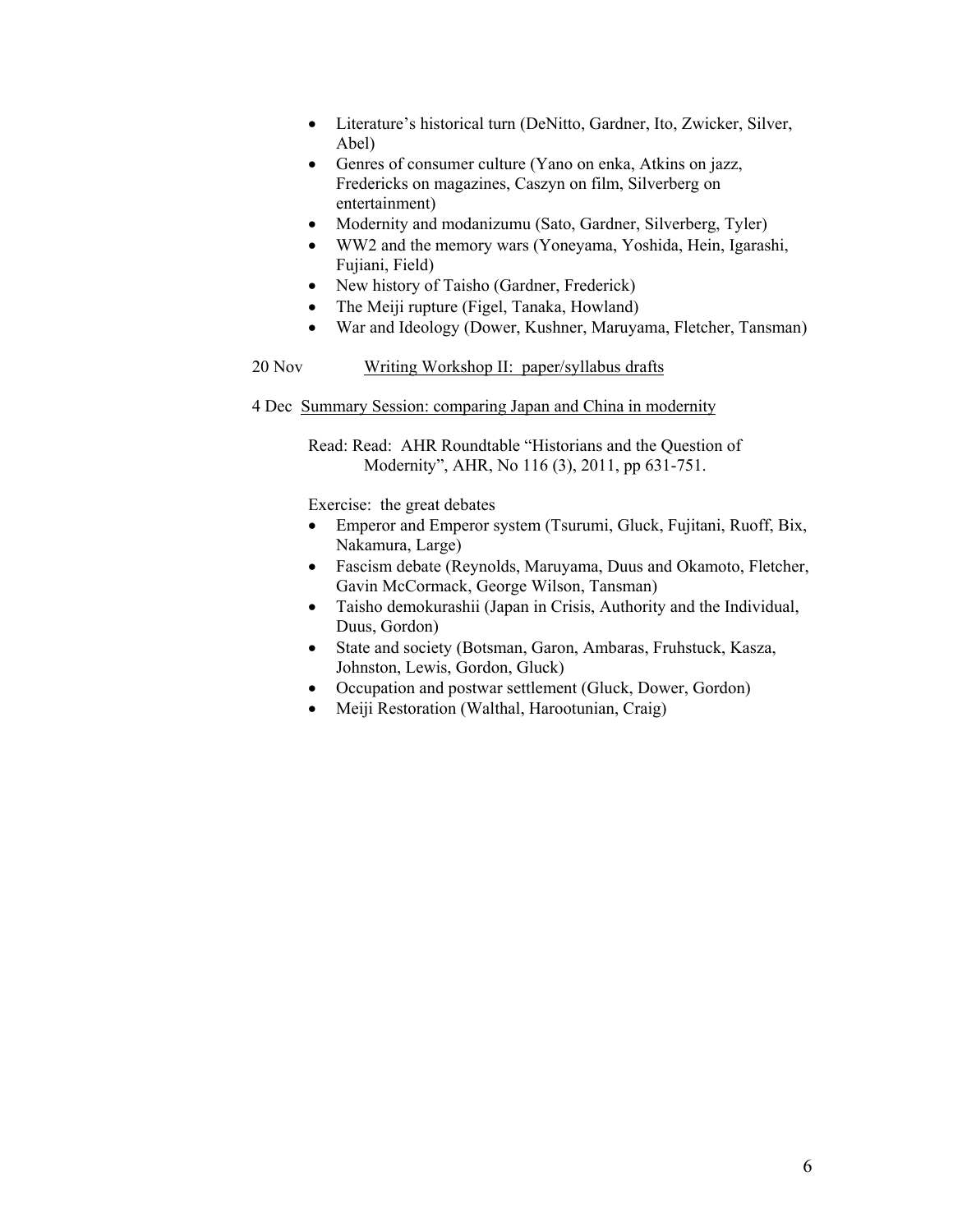- Literature's historical turn (DeNitto, Gardner, Ito, Zwicker, Silver, Abel)
- Genres of consumer culture (Yano on enka, Atkins on jazz, Fredericks on magazines, Caszyn on film, Silverberg on entertainment)
- Modernity and modanizumu (Sato, Gardner, Silverberg, Tyler)
- WW2 and the memory wars (Yoneyama, Yoshida, Hein, Igarashi, Fujiani, Field)
- New history of Taisho (Gardner, Frederick)
- The Meiji rupture (Figel, Tanaka, Howland)
- War and Ideology (Dower, Kushner, Maruyama, Fletcher, Tansman)

20 Nov Writing Workshop II: paper/syllabus drafts

4 Dec Summary Session: comparing Japan and China in modernity

Read: Read: AHR Roundtable "Historians and the Question of Modernity", AHR, No 116 (3), 2011, pp 631-751.

Exercise: the great debates

- Emperor and Emperor system (Tsurumi, Gluck, Fujitani, Ruoff, Bix, Nakamura, Large)
- Fascism debate (Reynolds, Maruyama, Duus and Okamoto, Fletcher, Gavin McCormack, George Wilson, Tansman)
- Taisho demokurashii (Japan in Crisis, Authority and the Individual, Duus, Gordon)
- State and society (Botsman, Garon, Ambaras, Fruhstuck, Kasza, Johnston, Lewis, Gordon, Gluck)
- Occupation and postwar settlement (Gluck, Dower, Gordon)
- Meiji Restoration (Walthal, Harootunian, Craig)